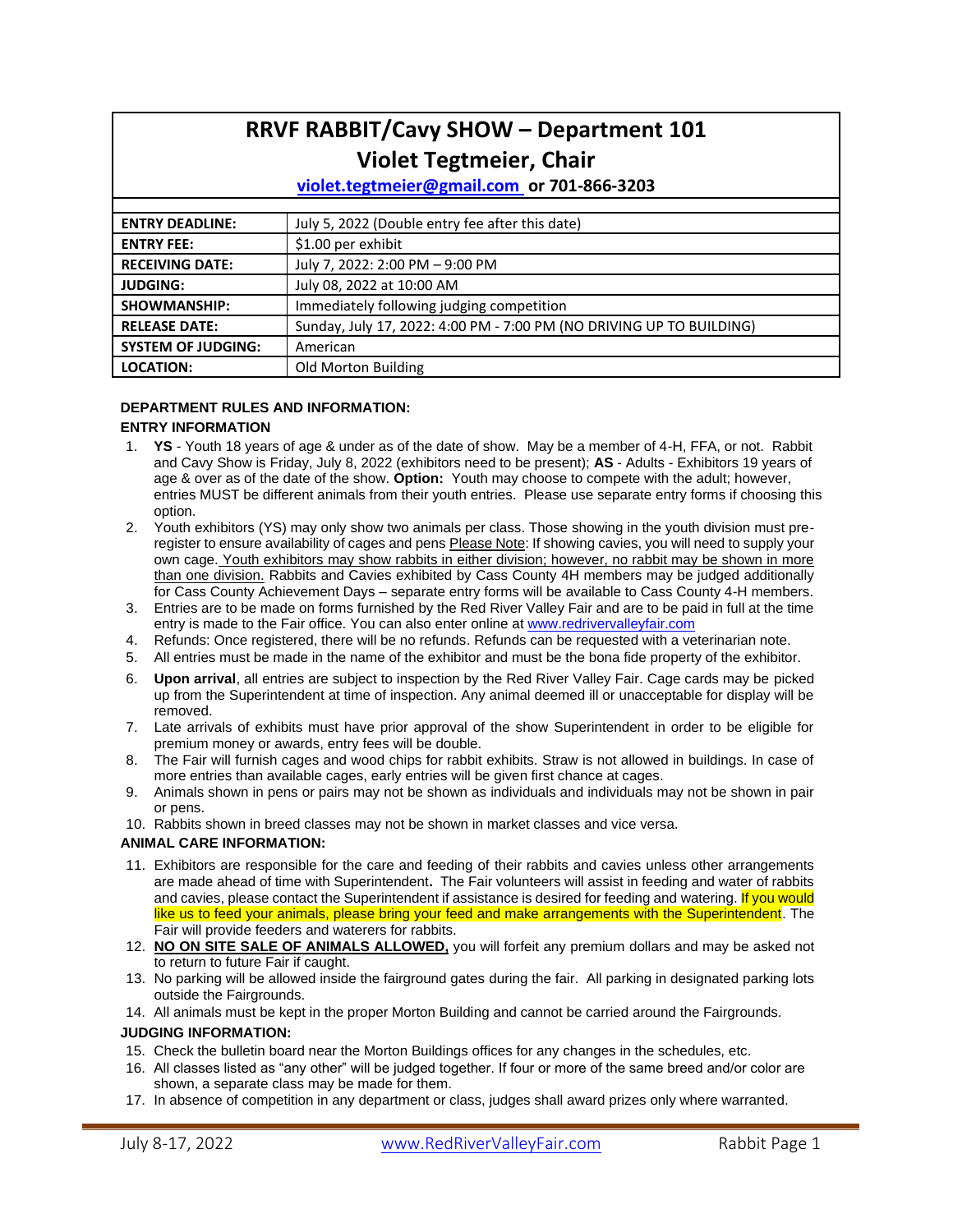# RRVF RABBIT/Cavy SHOW – Department 101

## Violet Tegtmeier, Chair

**violet.tegtmeier@gmail.com or 701-866-3203**

| | |
|---|---|
| **ENTRY DEADLINE:** | July 5, 2022 (Double entry fee after this date) |
| **ENTRY FEE:** | $1.00 per exhibit |
| **RECEIVING DATE:** | July 7, 2022: 2:00 PM – 9:00 PM |
| **JUDGING:** | July 08, 2022 at 10:00 AM |
| **SHOWMANSHIP:** | Immediately following judging competition |
| **RELEASE DATE:** | Sunday, July 17, 2022: 4:00 PM - 7:00 PM (NO DRIVING UP TO BUILDING) |
| **SYSTEM OF JUDGING:** | American |
| **LOCATION:** | Old Morton Building |

### DEPARTMENT RULES AND INFORMATION:

#### ENTRY INFORMATION

1. **YS** - Youth 18 years of age & under as of the date of show. May be a member of 4-H, FFA, or not. Rabbit and Cavy Show is Friday, July 8, 2022 (exhibitors need to be present); **AS** - Adults - Exhibitors 19 years of age & over as of the date of the show. **Option:** Youth may choose to compete with the adult; however, entries MUST be different animals from their youth entries. Please use separate entry forms if choosing this option.
2. Youth exhibitors (YS) may only show two animals per class. Those showing in the youth division must pre-register to ensure availability of cages and pens <u>Please Note</u>: If showing cavies, you will need to supply your own cage. <u>Youth exhibitors may show rabbits in either division; however, no rabbit may be shown in more than one division.</u> Rabbits and Cavies exhibited by Cass County 4H members may be judged additionally for Cass County Achievement Days – separate entry forms will be available to Cass County 4-H members.
3. Entries are to be made on forms furnished by the Red River Valley Fair and are to be paid in full at the time entry is made to the Fair office. You can also enter online at www.redrivervalleyfair.com
4. Refunds: Once registered, there will be no refunds. Refunds can be requested with a veterinarian note.
5. All entries must be made in the name of the exhibitor and must be the bona fide property of the exhibitor.
6. **Upon arrival**, all entries are subject to inspection by the Red River Valley Fair. Cage cards may be picked up from the Superintendent at time of inspection. Any animal deemed ill or unacceptable for display will be removed.
7. Late arrivals of exhibits must have prior approval of the show Superintendent in order to be eligible for premium money or awards, entry fees will be double.
8. The Fair will furnish cages and wood chips for rabbit exhibits. Straw is not allowed in buildings. In case of more entries than available cages, early entries will be given first chance at cages.
9. Animals shown in pens or pairs may not be shown as individuals and individuals may not be shown in pair or pens.
10. Rabbits shown in breed classes may not be shown in market classes and vice versa.

#### ANIMAL CARE INFORMATION:

11. Exhibitors are responsible for the care and feeding of their rabbits and cavies unless other arrangements are made ahead of time with Superintendent**.** The Fair volunteers will assist in feeding and water of rabbits and cavies, please contact the Superintendent if assistance is desired for feeding and watering. If you would like us to feed your animals, please bring your feed and make arrangements with the Superintendent. The Fair will provide feeders and waterers for rabbits.
12. **<u>NO ON SITE SALE OF ANIMALS ALLOWED,</u>** you will forfeit any premium dollars and may be asked not to return to future Fair if caught.
13. No parking will be allowed inside the fairground gates during the fair. All parking in designated parking lots outside the Fairgrounds.
14. All animals must be kept in the proper Morton Building and cannot be carried around the Fairgrounds.

#### JUDGING INFORMATION:

15. Check the bulletin board near the Morton Buildings offices for any changes in the schedules, etc.
16. All classes listed as "any other" will be judged together. If four or more of the same breed and/or color are shown, a separate class may be made for them.
17. In absence of competition in any department or class, judges shall award prizes only where warranted.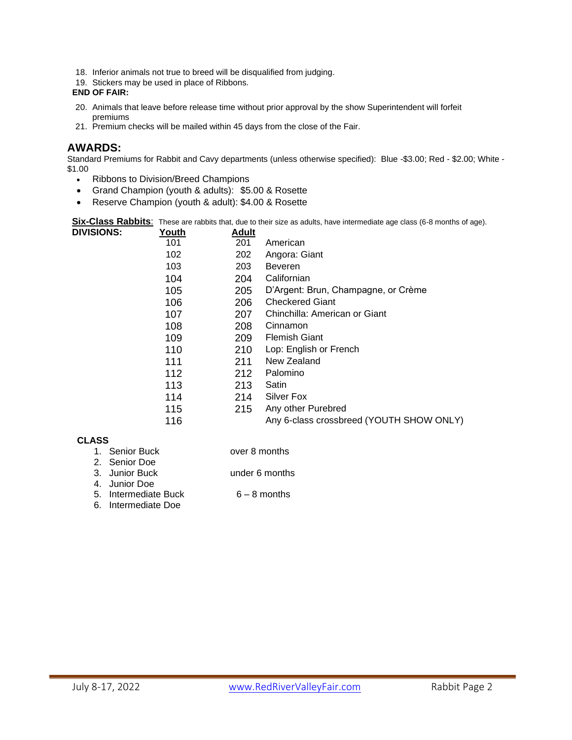18. Inferior animals not true to breed will be disqualified from judging.
19. Stickers may be used in place of Ribbons.

**END OF FAIR:**

20. Animals that leave before release time without prior approval by the show Superintendent will forfeit premiums
21. Premium checks will be mailed within 45 days from the close of the Fair.

## AWARDS:

Standard Premiums for Rabbit and Cavy departments (unless otherwise specified): Blue -$3.00; Red - $2.00; White - $1.00

- Ribbons to Division/Breed Champions
- Grand Champion (youth & adults): $5.00 & Rosette
- Reserve Champion (youth & adult): $4.00 & Rosette

**Six-Class Rabbits**: These are rabbits that, due to their size as adults, have intermediate age class (6-8 months of age).

| DIVISIONS: | Youth | Adult | |
|---|---|---|---|
| | 101 | 201 | American |
| | 102 | 202 | Angora: Giant |
| | 103 | 203 | Beveren |
| | 104 | 204 | Californian |
| | 105 | 205 | D'Argent: Brun, Champagne, or Crème |
| | 106 | 206 | Checkered Giant |
| | 107 | 207 | Chinchilla: American or Giant |
| | 108 | 208 | Cinnamon |
| | 109 | 209 | Flemish Giant |
| | 110 | 210 | Lop: English or French |
| | 111 | 211 | New Zealand |
| | 112 | 212 | Palomino |
| | 113 | 213 | Satin |
| | 114 | 214 | Silver Fox |
| | 115 | 215 | Any other Purebred |
| | 116 | | Any 6-class crossbreed (YOUTH SHOW ONLY) |

**CLASS**

| Class | Age |
|---|---|
| 1. Senior Buck | over 8 months |
| 2. Senior Doe | |
| 3. Junior Buck | under 6 months |
| 4. Junior Doe | |
| 5. Intermediate Buck | 6 – 8 months |
| 6. Intermediate Doe | |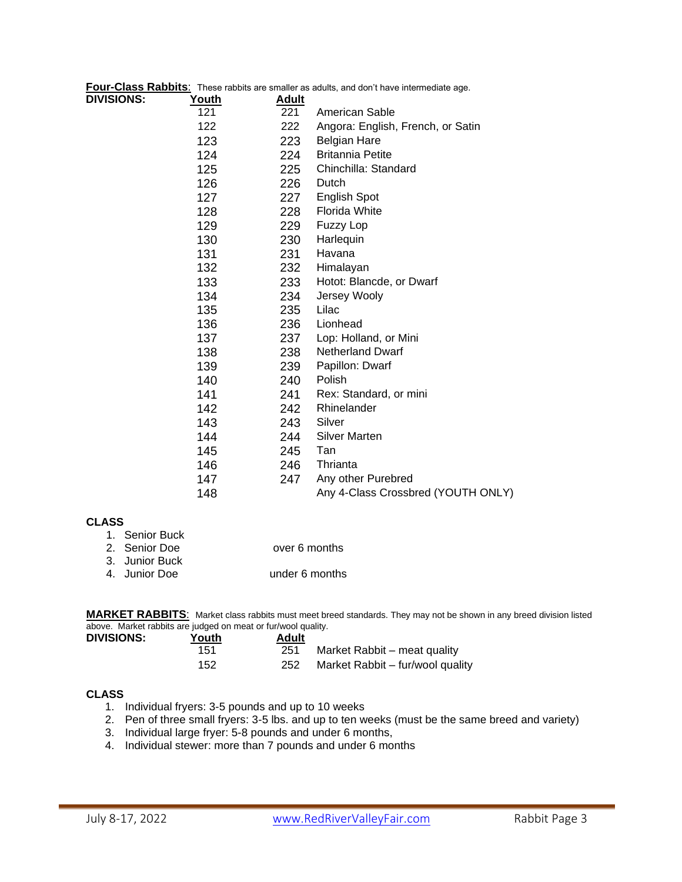**Four-Class Rabbits**: These rabbits are smaller as adults, and don't have intermediate age.

| DIVISIONS: | Youth | Adult | |
|---|---|---|---|
| | 121 | 221 | American Sable |
| | 122 | 222 | Angora: English, French, or Satin |
| | 123 | 223 | Belgian Hare |
| | 124 | 224 | Britannia Petite |
| | 125 | 225 | Chinchilla: Standard |
| | 126 | 226 | Dutch |
| | 127 | 227 | English Spot |
| | 128 | 228 | Florida White |
| | 129 | 229 | Fuzzy Lop |
| | 130 | 230 | Harlequin |
| | 131 | 231 | Havana |
| | 132 | 232 | Himalayan |
| | 133 | 233 | Hotot: Blancde, or Dwarf |
| | 134 | 234 | Jersey Wooly |
| | 135 | 235 | Lilac |
| | 136 | 236 | Lionhead |
| | 137 | 237 | Lop: Holland, or Mini |
| | 138 | 238 | Netherland Dwarf |
| | 139 | 239 | Papillon: Dwarf |
| | 140 | 240 | Polish |
| | 141 | 241 | Rex: Standard, or mini |
| | 142 | 242 | Rhinelander |
| | 143 | 243 | Silver |
| | 144 | 244 | Silver Marten |
| | 145 | 245 | Tan |
| | 146 | 246 | Thrianta |
| | 147 | 247 | Any other Purebred |
| | 148 | | Any 4-Class Crossbred (YOUTH ONLY) |

**CLASS**

1. Senior Buck
2. Senior Doe — over 6 months
3. Junior Buck
4. Junior Doe — under 6 months

**MARKET RABBITS**: Market class rabbits must meet breed standards. They may not be shown in any breed division listed above. Market rabbits are judged on meat or fur/wool quality.

| DIVISIONS: | Youth | Adult | |
|---|---|---|---|
| | 151 | 251 | Market Rabbit – meat quality |
| | 152 | 252 | Market Rabbit – fur/wool quality |

**CLASS**

1. Individual fryers: 3-5 pounds and up to 10 weeks
2. Pen of three small fryers: 3-5 lbs. and up to ten weeks (must be the same breed and variety)
3. Individual large fryer: 5-8 pounds and under 6 months,
4. Individual stewer: more than 7 pounds and under 6 months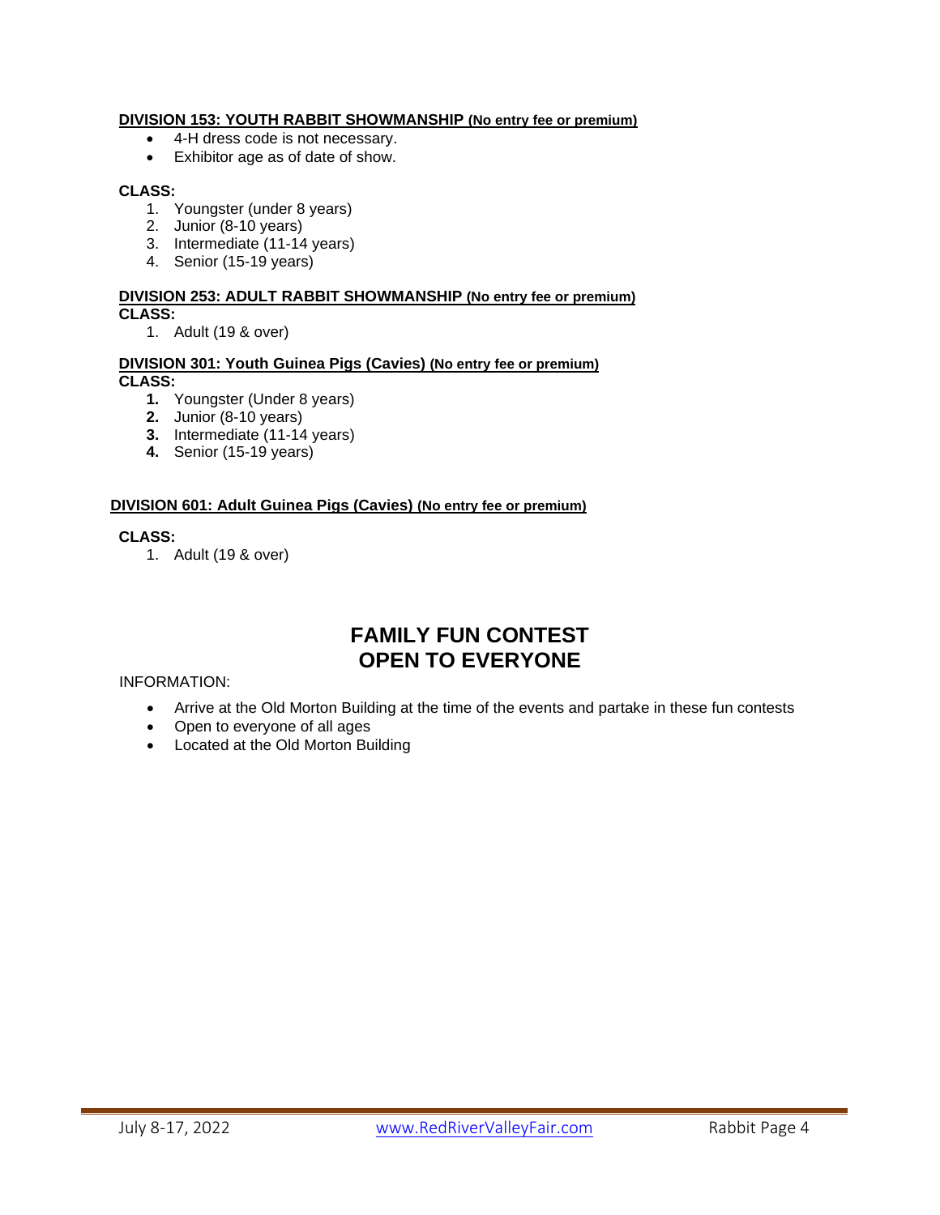**DIVISION 153: YOUTH RABBIT SHOWMANSHIP (No entry fee or premium)**

- 4-H dress code is not necessary.
- Exhibitor age as of date of show.

**CLASS:**

1. Youngster (under 8 years)
2. Junior (8-10 years)
3. Intermediate (11-14 years)
4. Senior (15-19 years)

**DIVISION 253: ADULT RABBIT SHOWMANSHIP (No entry fee or premium)**

**CLASS:**

1. Adult (19 & over)

**DIVISION 301: Youth Guinea Pigs (Cavies) (No entry fee or premium)**

**CLASS:**

1. Youngster (Under 8 years)
2. Junior (8-10 years)
3. Intermediate (11-14 years)
4. Senior (15-19 years)

**DIVISION 601: Adult Guinea Pigs (Cavies) (No entry fee or premium)**

**CLASS:**

1. Adult (19 & over)

## FAMILY FUN CONTEST
## OPEN TO EVERYONE

INFORMATION:

- Arrive at the Old Morton Building at the time of the events and partake in these fun contests
- Open to everyone of all ages
- Located at the Old Morton Building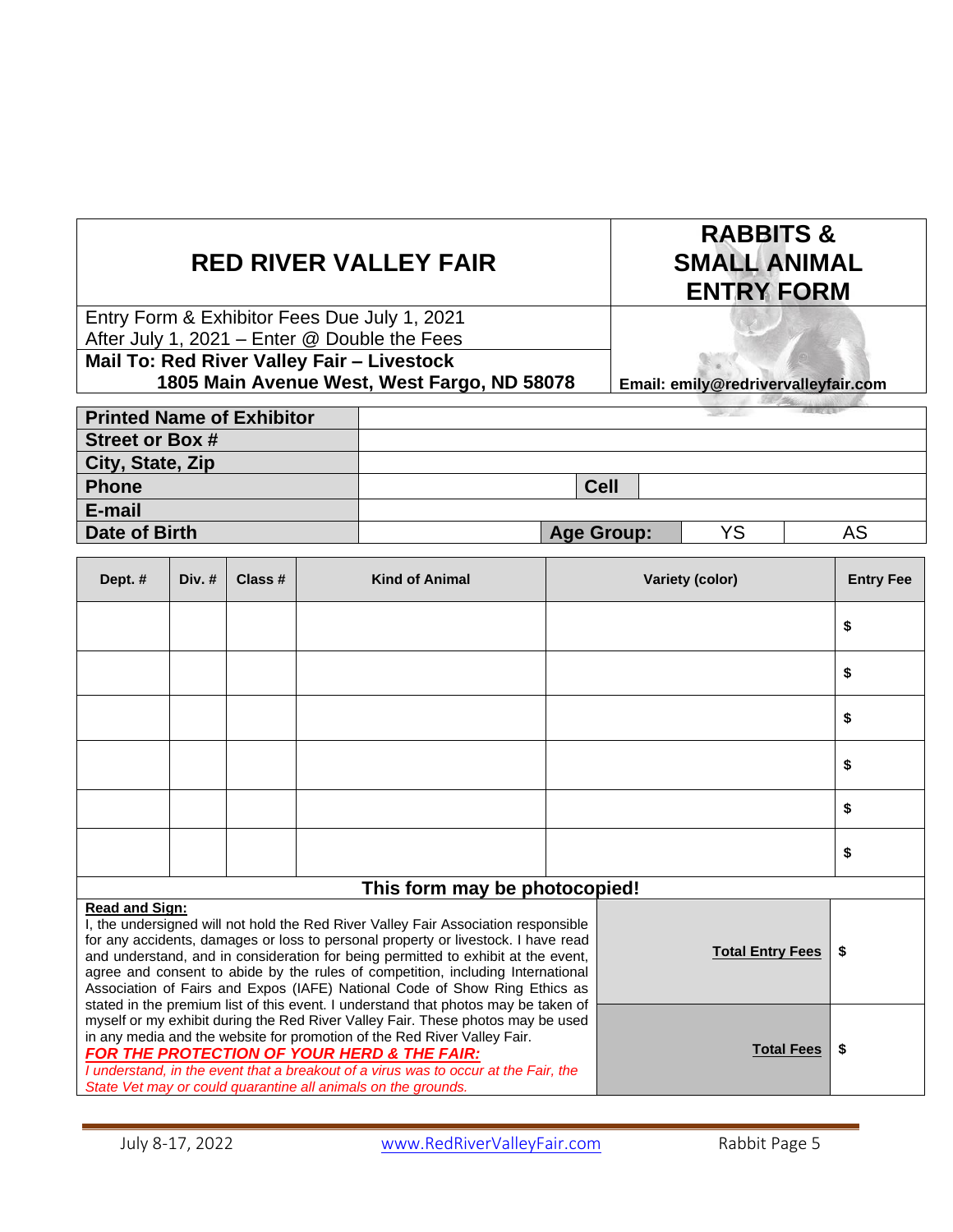# RED RIVER VALLEY FAIR

## RABBITS & SMALL ANIMAL ENTRY FORM

Entry Form & Exhibitor Fees Due July 1, 2021
After July 1, 2021 – Enter @ Double the Fees

**Mail To: Red River Valley Fair – Livestock**
**1805 Main Avenue West, West Fargo, ND 58078**

**Email: emily@redrivervalleyfair.com**

| | | | | | |
|---|---|---|---|---|---|
| **Printed Name of Exhibitor** | | | | | |
| **Street or Box #** | | | | | |
| **City, State, Zip** | | | | | |
| **Phone** | | **Cell** | | | |
| **E-mail** | | | | | |
| **Date of Birth** | | **Age Group:** | YS | AS | |

| Dept. # | Div. # | Class # | Kind of Animal | Variety (color) | Entry Fee |
|---|---|---|---|---|---|
| | | | | | $ |
| | | | | | $ |
| | | | | | $ |
| | | | | | $ |
| | | | | | $ |
| | | | | | $ |

**This form may be photocopied!**

**Read and Sign:**
I, the undersigned will not hold the Red River Valley Fair Association responsible for any accidents, damages or loss to personal property or livestock. I have read and understand, and in consideration for being permitted to exhibit at the event, agree and consent to abide by the rules of competition, including International Association of Fairs and Expos (IAFE) National Code of Show Ring Ethics as stated in the premium list of this event. I understand that photos may be taken of myself or my exhibit during the Red River Valley Fair. These photos may be used in any media and the website for promotion of the Red River Valley Fair.

***FOR THE PROTECTION OF YOUR HERD & THE FAIR:***
*I understand, in the event that a breakout of a virus was to occur at the Fair, the State Vet may or could quarantine all animals on the grounds.*

| | |
|---|---|
| **Total Entry Fees** | $ |
| **Total Fees** | $ |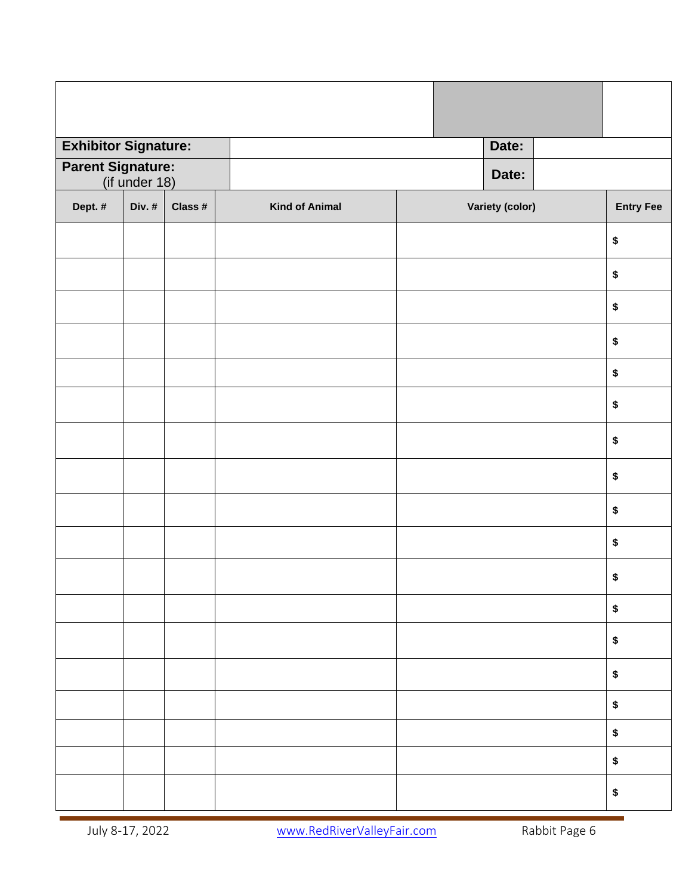| | | | |
|---|---|---|---|
| **Exhibitor Signature:** | | **Date:** | |
| **Parent Signature:** (if under 18) | | **Date:** | |

| Dept. # | Div. # | Class # | Kind of Animal | Variety (color) | Entry Fee |
|---|---|---|---|---|---|
| | | | | | $ |
| | | | | | $ |
| | | | | | $ |
| | | | | | $ |
| | | | | | $ |
| | | | | | $ |
| | | | | | $ |
| | | | | | $ |
| | | | | | $ |
| | | | | | $ |
| | | | | | $ |
| | | | | | $ |
| | | | | | $ |
| | | | | | $ |
| | | | | | $ |
| | | | | | $ |
| | | | | | $ |
| | | | | | $ |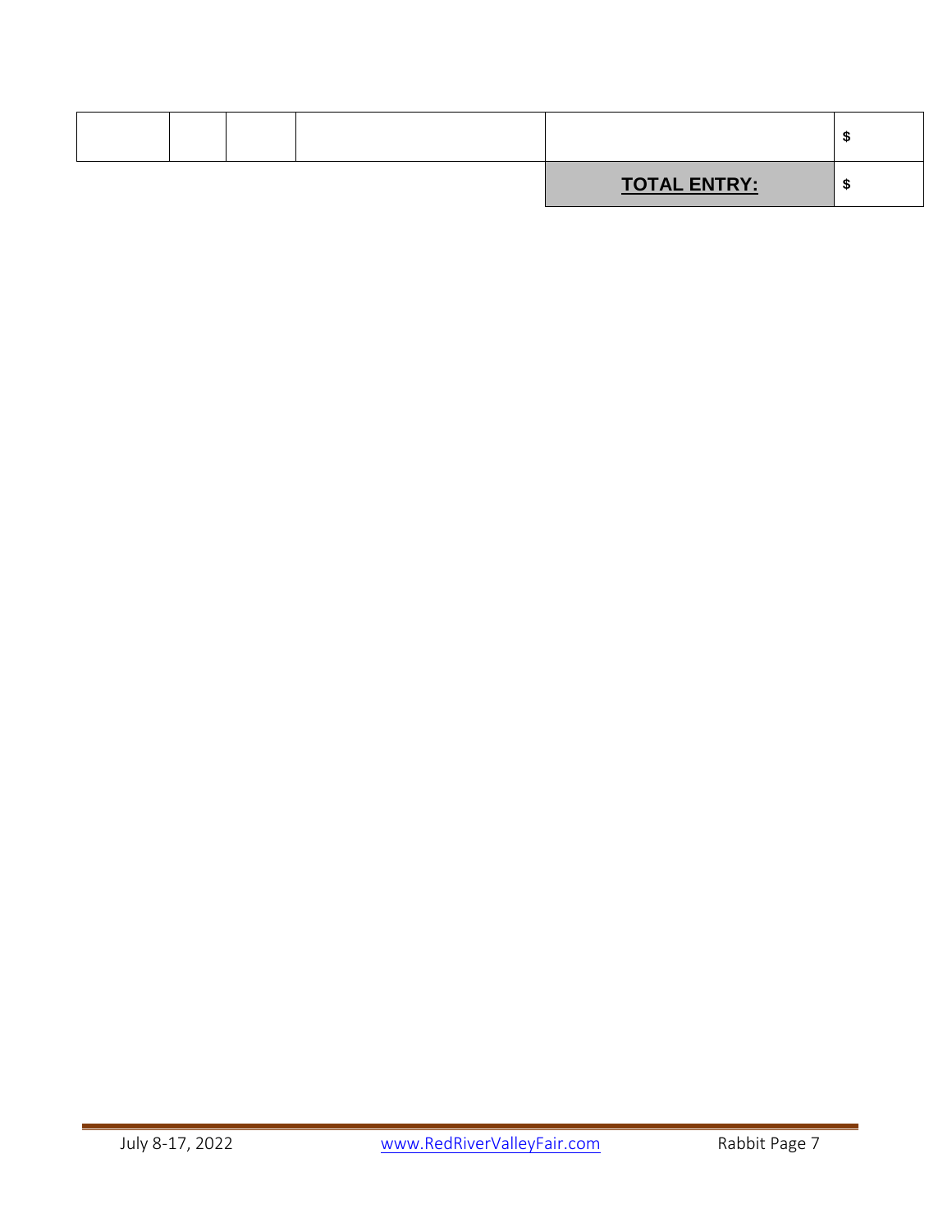| | | | | | |
|---|---|---|---|---|---|
| | | | | | $ |
| | | | | **TOTAL ENTRY:** | $ |